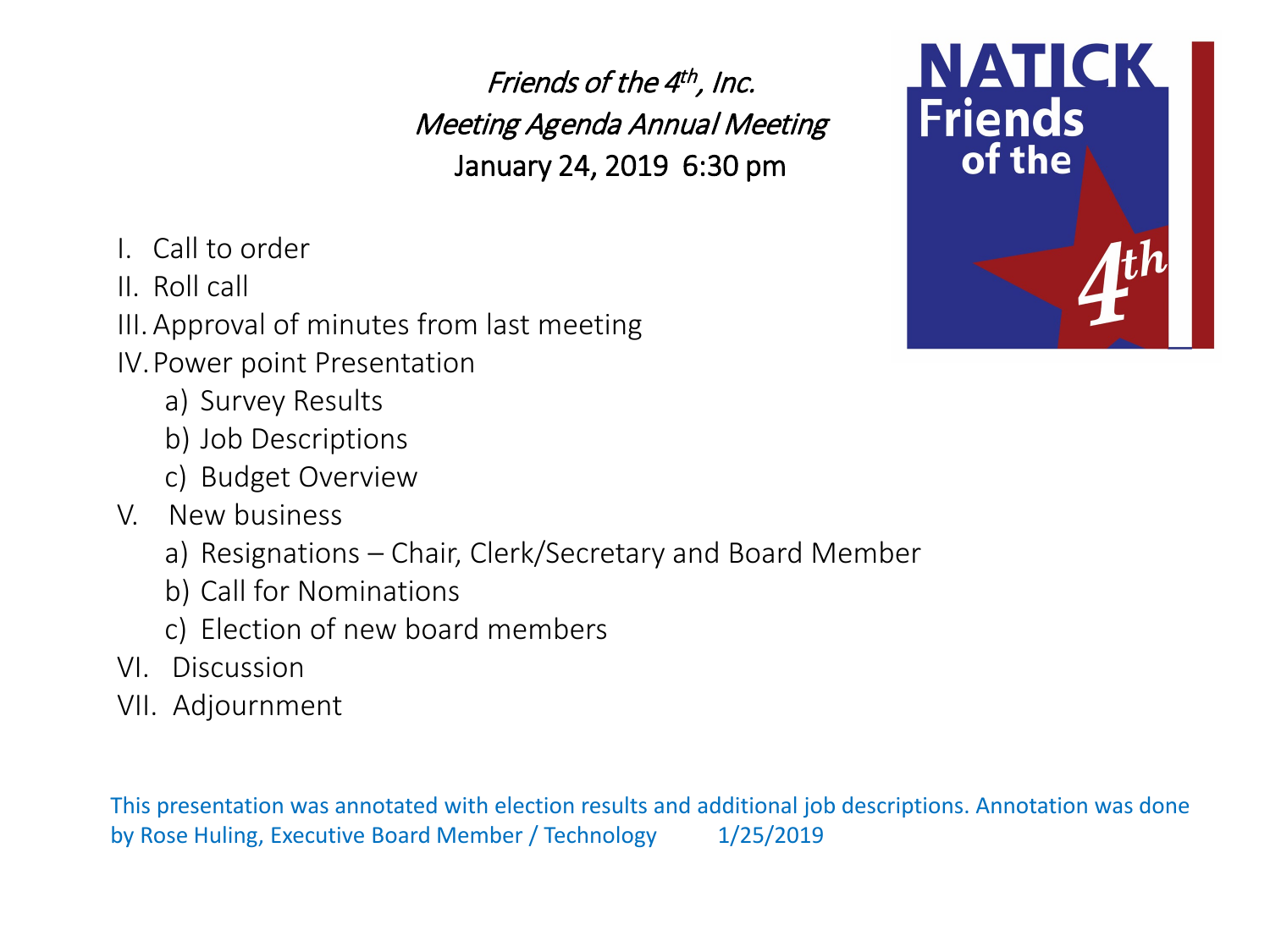*Friends of the 4th, Inc.*
*Meeting Agenda Annual Meeting*
January 24, 2019 6:30 pm

NATICK Friends of the 4th

I. Call to order
II. Roll call
III. Approval of minutes from last meeting
IV. Power point Presentation
   a) Survey Results
   b) Job Descriptions
   c) Budget Overview
V. New business
   a) Resignations – Chair, Clerk/Secretary and Board Member
   b) Call for Nominations
   c) Election of new board members
VI. Discussion
VII. Adjournment

This presentation was annotated with election results and additional job descriptions. Annotation was done by Rose Huling, Executive Board Member / Technology 1/25/2019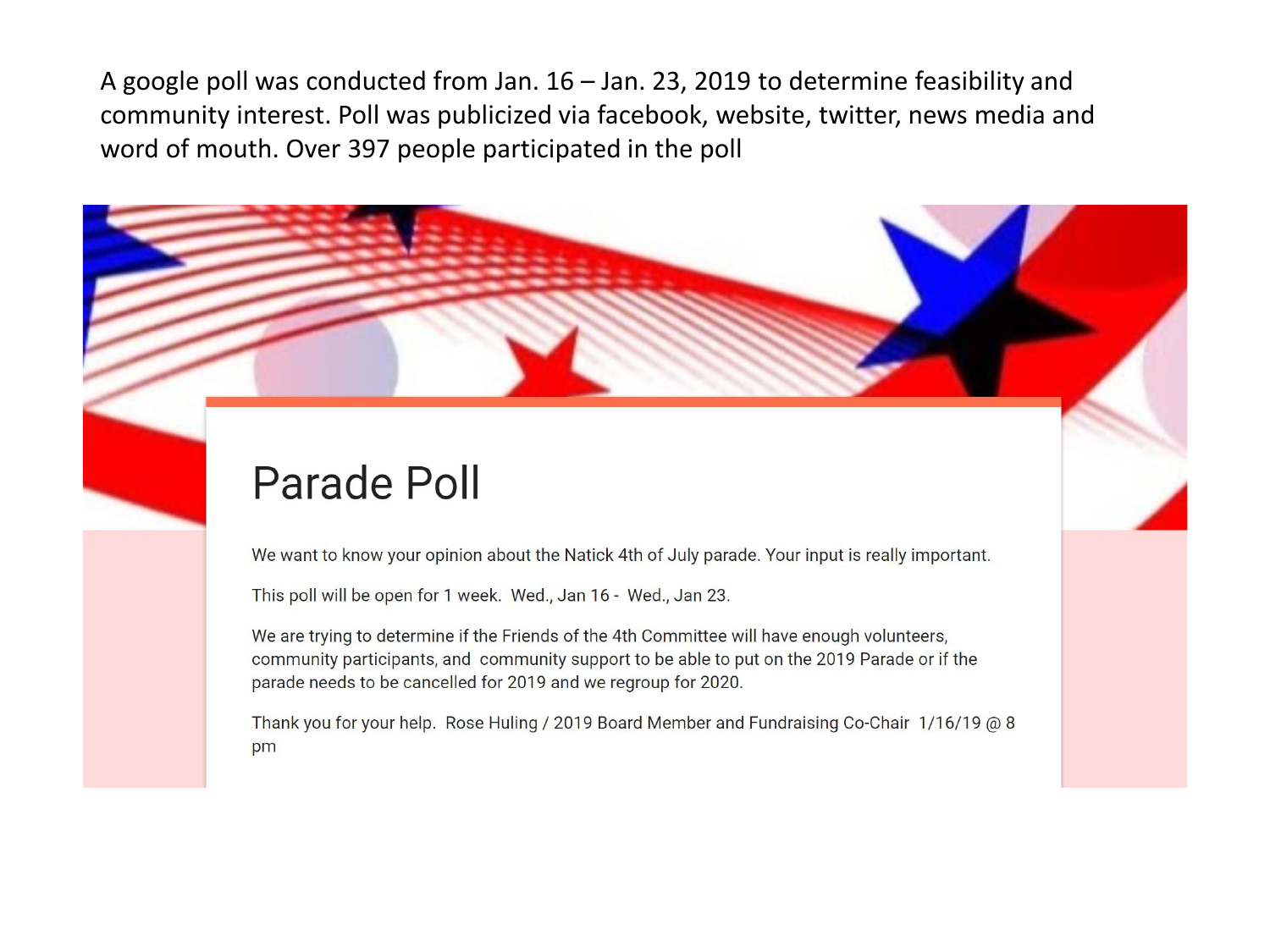A google poll was conducted from Jan. 16 – Jan. 23, 2019 to determine feasibility and community interest. Poll was publicized via facebook, website, twitter, news media and word of mouth. Over 397 people participated in the poll

# Parade Poll

We want to know your opinion about the Natick 4th of July parade. Your input is really important.

This poll will be open for 1 week. Wed., Jan 16 - Wed., Jan 23.

We are trying to determine if the Friends of the 4th Committee will have enough volunteers, community participants, and community support to be able to put on the 2019 Parade or if the parade needs to be cancelled for 2019 and we regroup for 2020.

Thank you for your help. Rose Huling / 2019 Board Member and Fundraising Co-Chair 1/16/19 @ 8 pm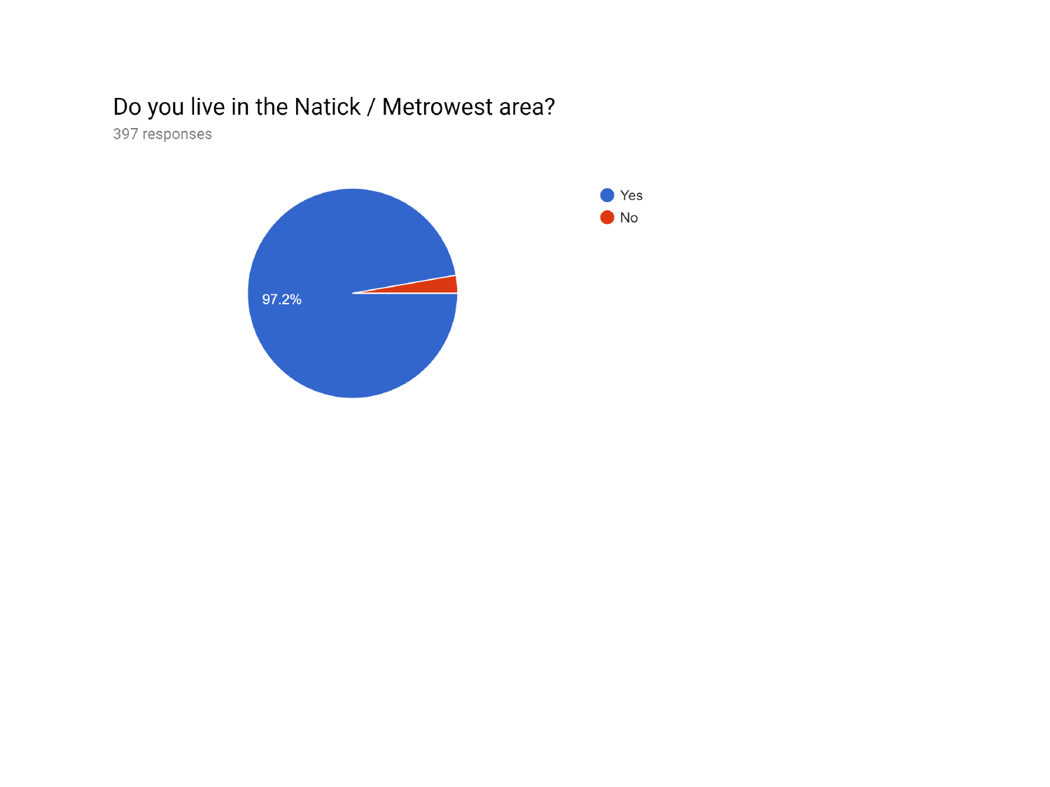## Do you live in the Natick / Metrowest area?

397 responses

- Yes: 97.2%
- No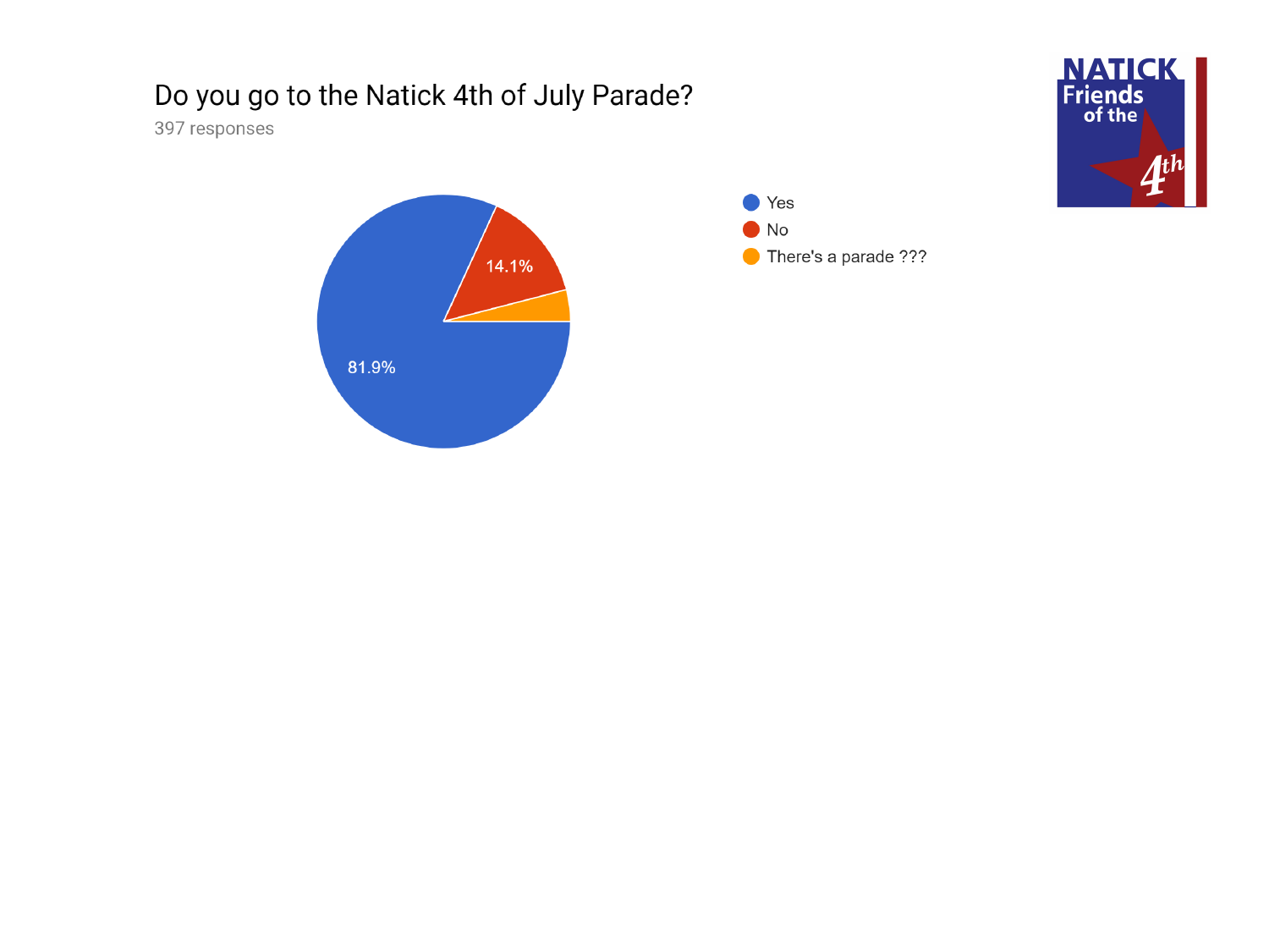## Do you go to the Natick 4th of July Parade?

397 responses

- Yes: 81.9%
- No: 14.1%
- There's a parade ???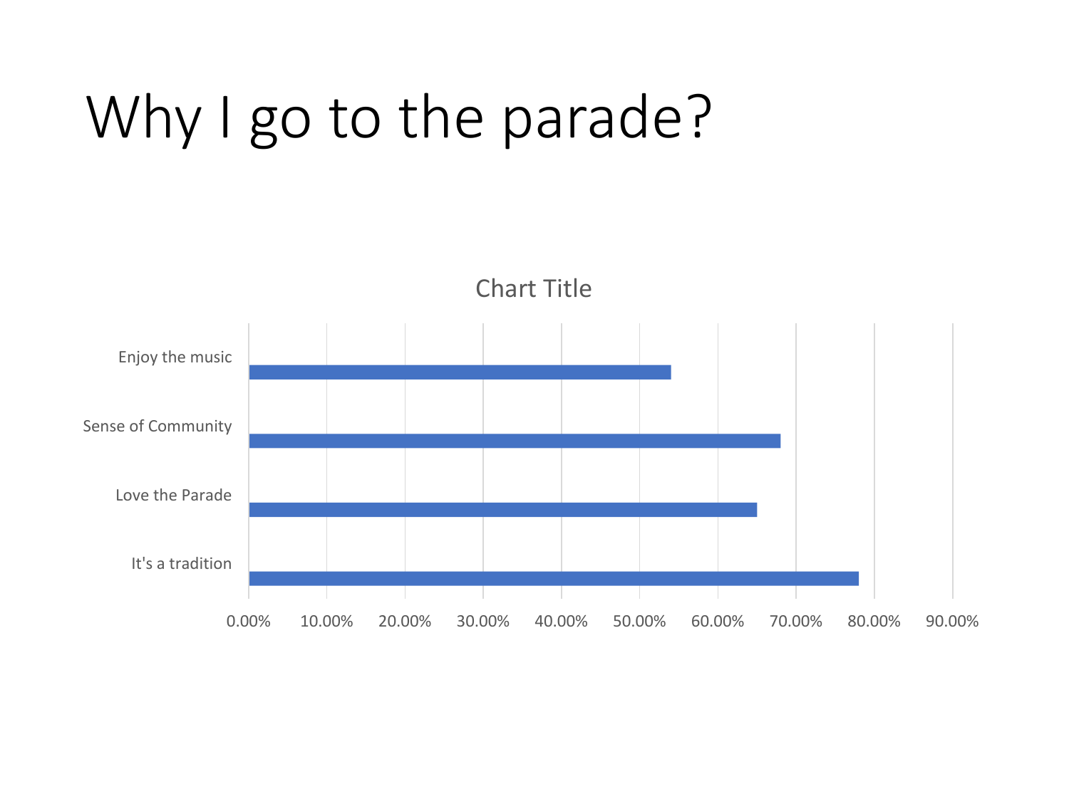# Why I go to the parade?

Chart Title

| | |
|---|---|
| Enjoy the music | |
| Sense of Community | |
| Love the Parade | |
| It's a tradition | |

0.00% 10.00% 20.00% 30.00% 40.00% 50.00% 60.00% 70.00% 80.00% 90.00%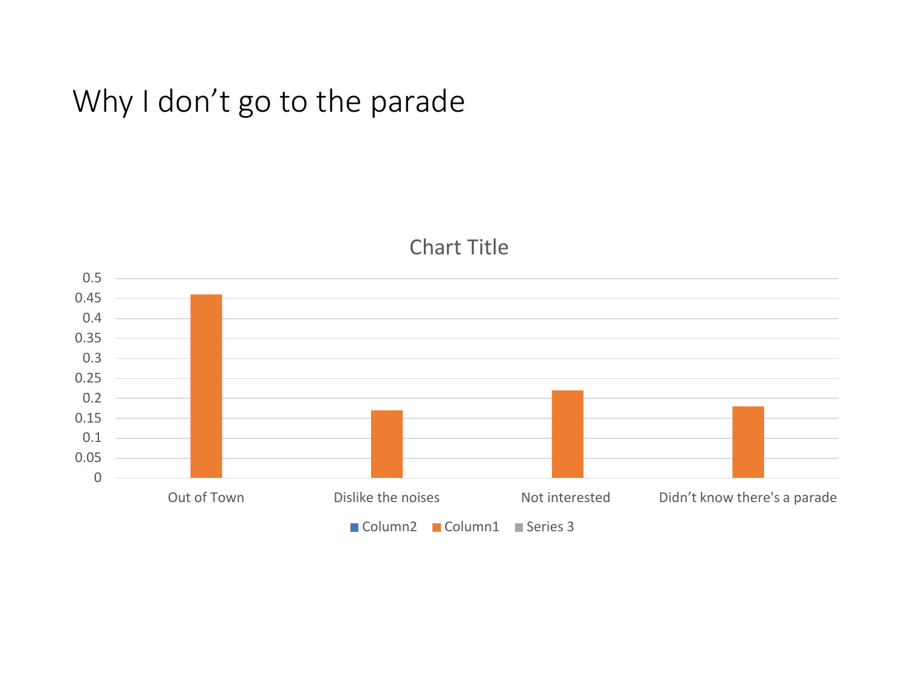# Why I don't go to the parade

**Chart Title**

| | Column2 | Column1 | Series 3 |
|---|---|---|---|
| Out of Town | | 0.46 | |
| Dislike the noises | | 0.17 | |
| Not interested | | 0.22 | |
| Didn't know there's a parade | | 0.18 | |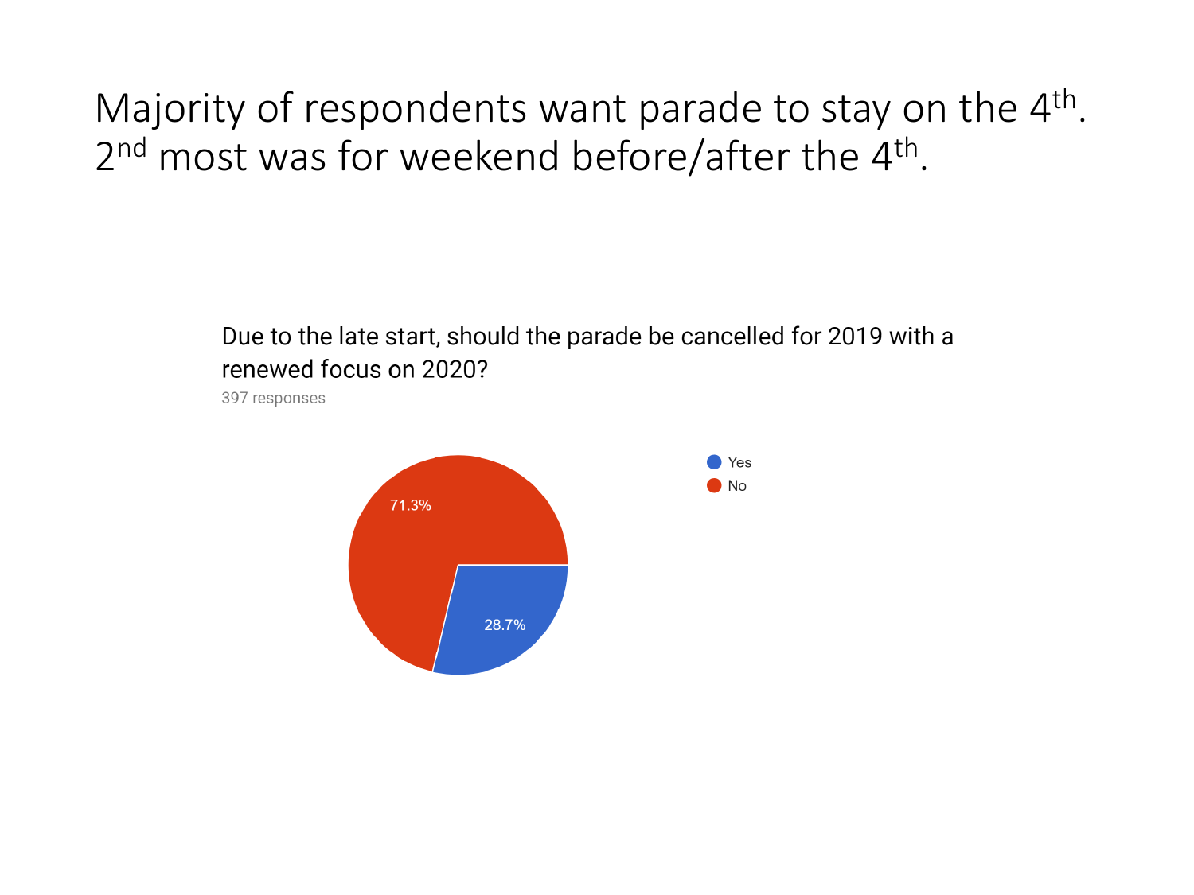# Majority of respondents want parade to stay on the 4th. 2nd most was for weekend before/after the 4th.

Due to the late start, should the parade be cancelled for 2019 with a renewed focus on 2020?

397 responses

| Response | Percentage |
| --- | --- |
| Yes | 28.7% |
| No | 71.3% |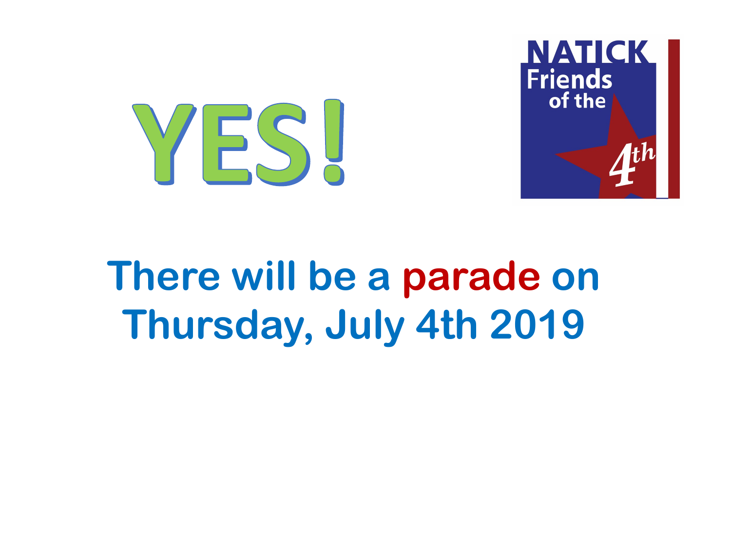# YES!

NATICK Friends of the 4th

## There will be a parade on Thursday, July 4th 2019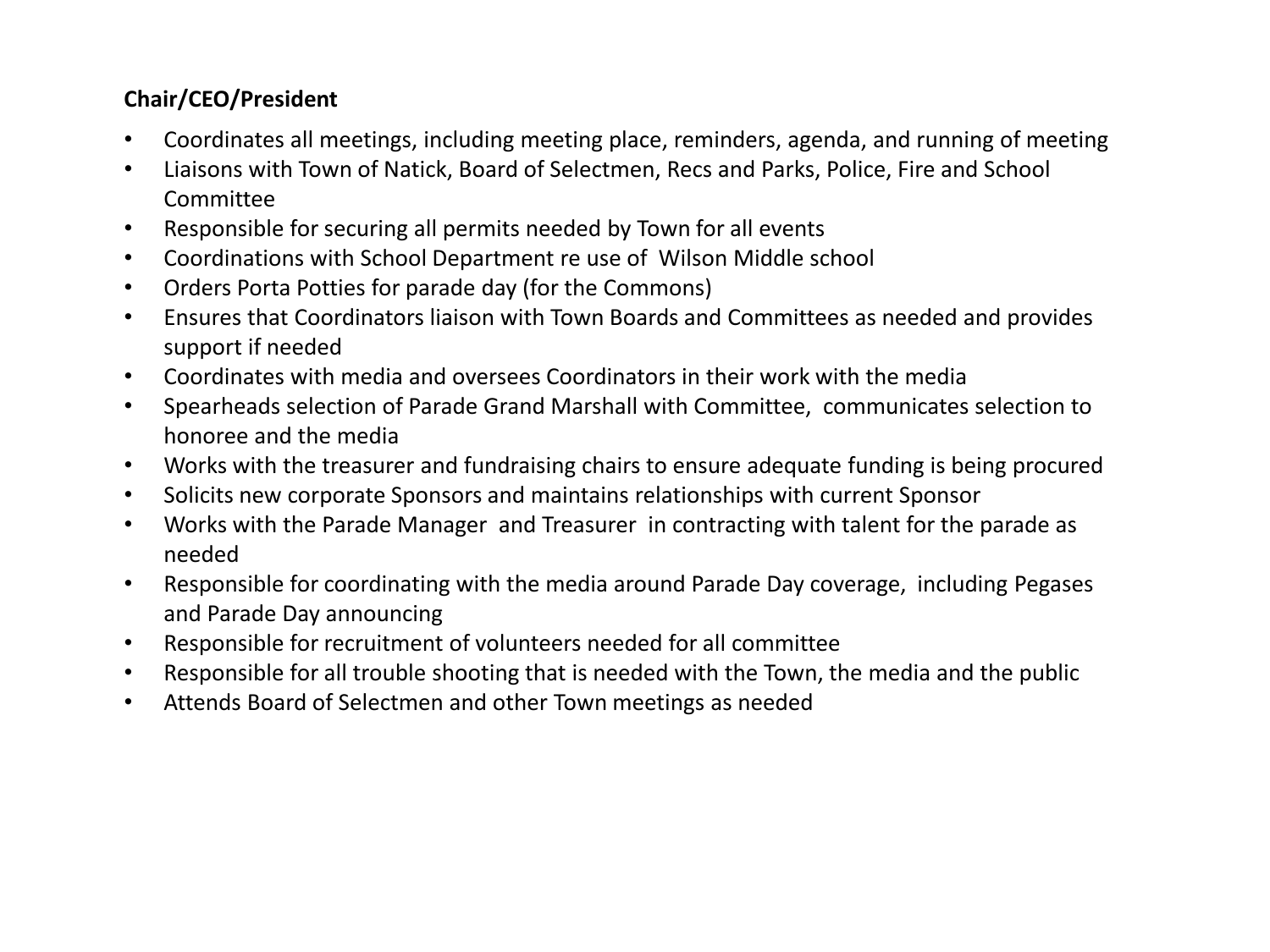**Chair/CEO/President**

- Coordinates all meetings, including meeting place, reminders, agenda, and running of meeting
- Liaisons with Town of Natick, Board of Selectmen, Recs and Parks, Police, Fire and School Committee
- Responsible for securing all permits needed by Town for all events
- Coordinations with School Department re use of Wilson Middle school
- Orders Porta Potties for parade day (for the Commons)
- Ensures that Coordinators liaison with Town Boards and Committees as needed and provides support if needed
- Coordinates with media and oversees Coordinators in their work with the media
- Spearheads selection of Parade Grand Marshall with Committee, communicates selection to honoree and the media
- Works with the treasurer and fundraising chairs to ensure adequate funding is being procured
- Solicits new corporate Sponsors and maintains relationships with current Sponsor
- Works with the Parade Manager and Treasurer in contracting with talent for the parade as needed
- Responsible for coordinating with the media around Parade Day coverage, including Pegases and Parade Day announcing
- Responsible for recruitment of volunteers needed for all committee
- Responsible for all trouble shooting that is needed with the Town, the media and the public
- Attends Board of Selectmen and other Town meetings as needed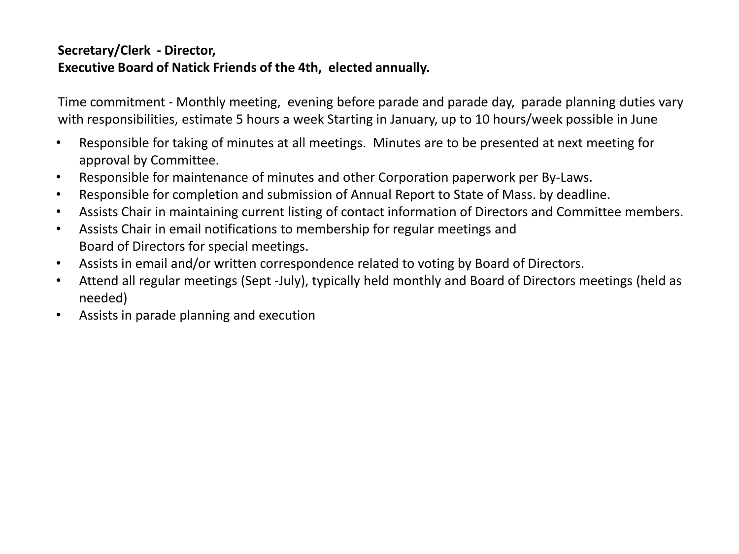**Secretary/Clerk - Director,**
**Executive Board of Natick Friends of the 4th, elected annually.**

Time commitment - Monthly meeting, evening before parade and parade day, parade planning duties vary with responsibilities, estimate 5 hours a week Starting in January, up to 10 hours/week possible in June

- Responsible for taking of minutes at all meetings. Minutes are to be presented at next meeting for approval by Committee.
- Responsible for maintenance of minutes and other Corporation paperwork per By-Laws.
- Responsible for completion and submission of Annual Report to State of Mass. by deadline.
- Assists Chair in maintaining current listing of contact information of Directors and Committee members.
- Assists Chair in email notifications to membership for regular meetings and Board of Directors for special meetings.
- Assists in email and/or written correspondence related to voting by Board of Directors.
- Attend all regular meetings (Sept -July), typically held monthly and Board of Directors meetings (held as needed)
- Assists in parade planning and execution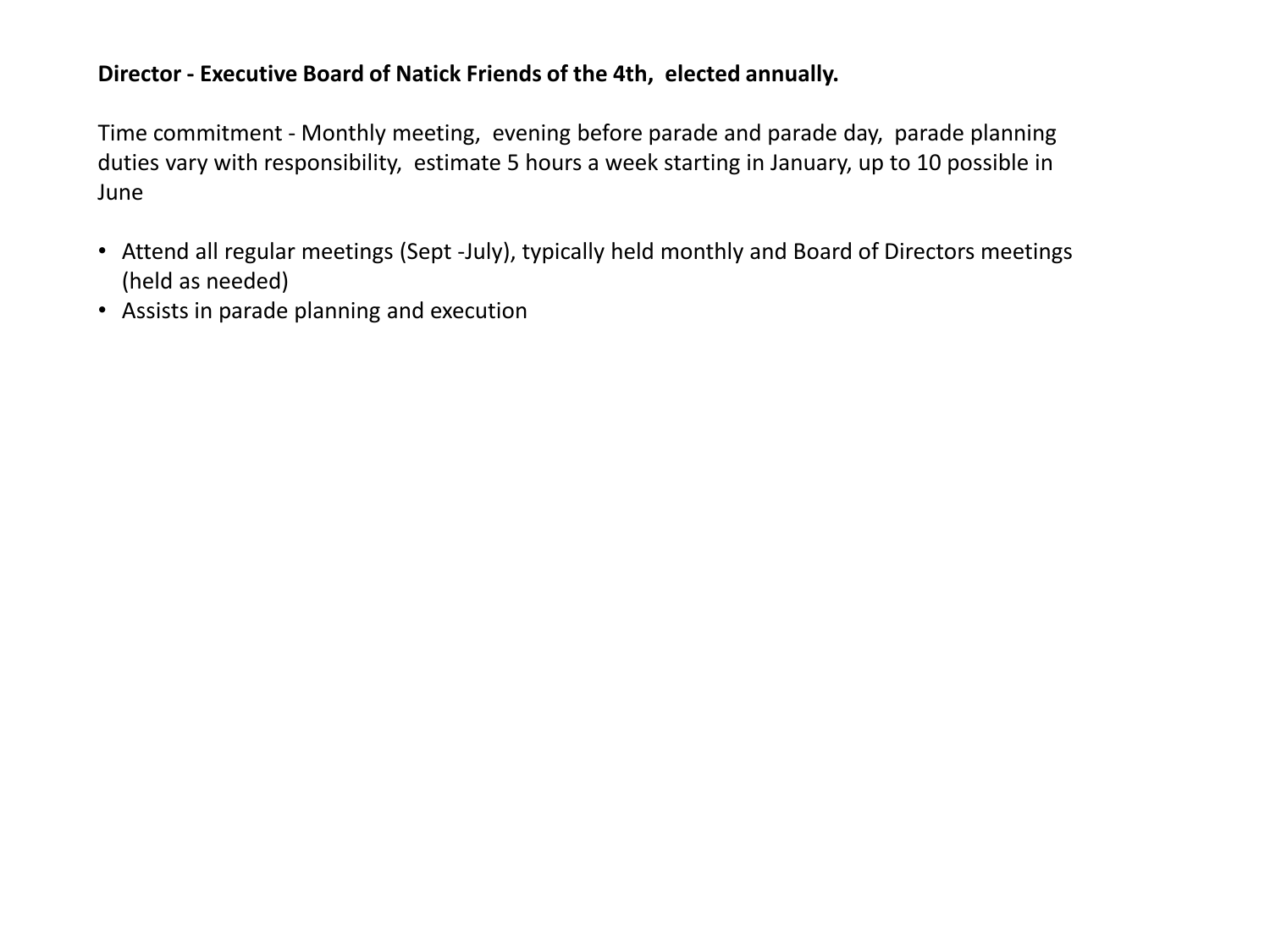**Director - Executive Board of Natick Friends of the 4th, elected annually.**

Time commitment - Monthly meeting, evening before parade and parade day, parade planning duties vary with responsibility, estimate 5 hours a week starting in January, up to 10 possible in June

- Attend all regular meetings (Sept -July), typically held monthly and Board of Directors meetings (held as needed)
- Assists in parade planning and execution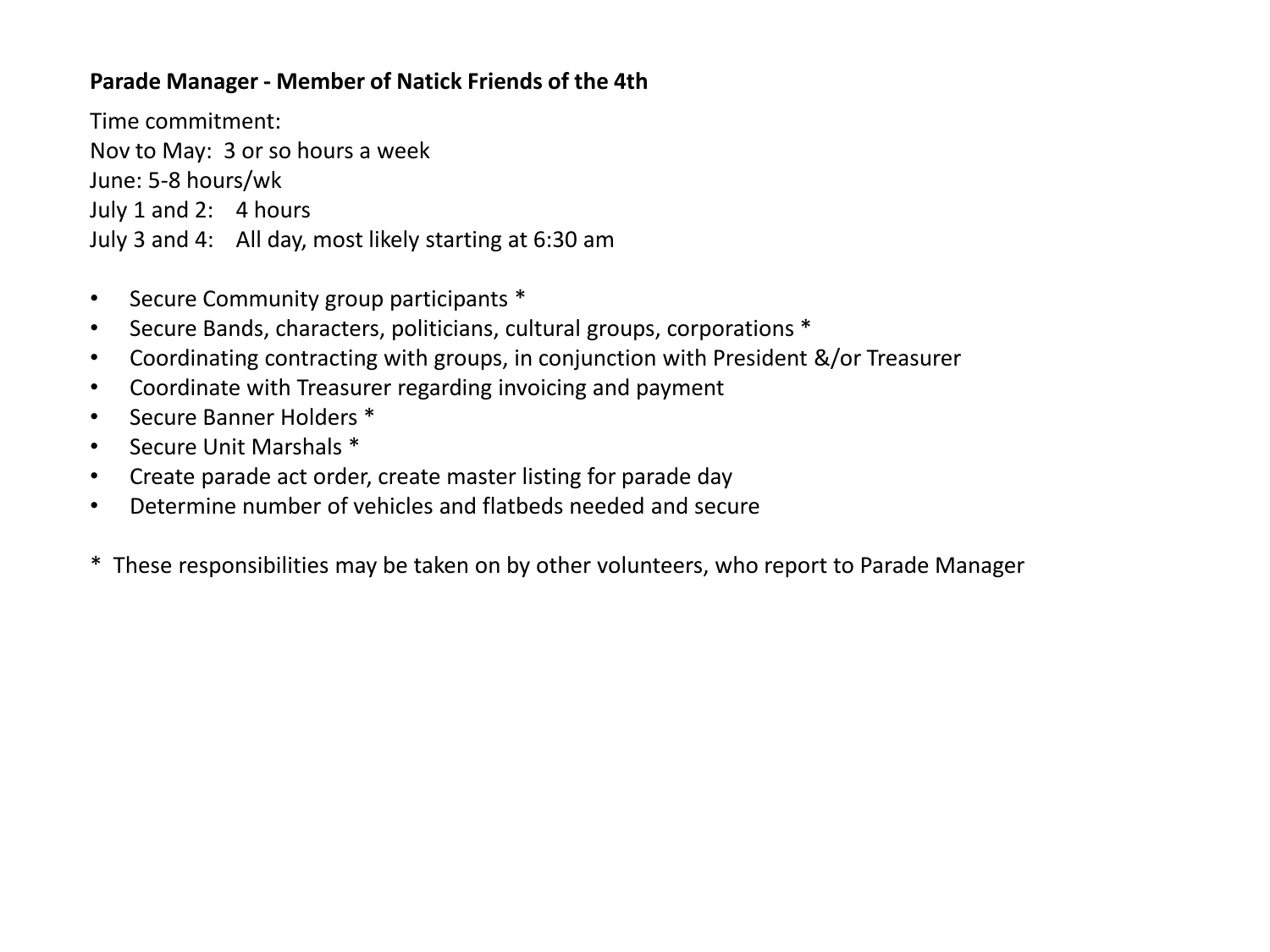**Parade Manager - Member of Natick Friends of the 4th**

Time commitment:
Nov to May: 3 or so hours a week
June: 5-8 hours/wk
July 1 and 2: 4 hours
July 3 and 4: All day, most likely starting at 6:30 am

- Secure Community group participants *
- Secure Bands, characters, politicians, cultural groups, corporations *
- Coordinating contracting with groups, in conjunction with President &/or Treasurer
- Coordinate with Treasurer regarding invoicing and payment
- Secure Banner Holders *
- Secure Unit Marshals *
- Create parade act order, create master listing for parade day
- Determine number of vehicles and flatbeds needed and secure

\* These responsibilities may be taken on by other volunteers, who report to Parade Manager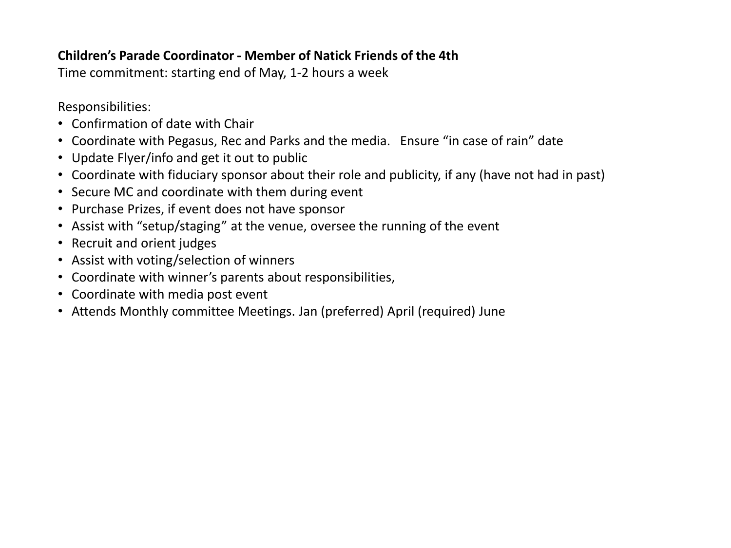**Children's Parade Coordinator - Member of Natick Friends of the 4th**
Time commitment: starting end of May, 1-2 hours a week

Responsibilities:

- Confirmation of date with Chair
- Coordinate with Pegasus, Rec and Parks and the media. Ensure "in case of rain" date
- Update Flyer/info and get it out to public
- Coordinate with fiduciary sponsor about their role and publicity, if any (have not had in past)
- Secure MC and coordinate with them during event
- Purchase Prizes, if event does not have sponsor
- Assist with "setup/staging" at the venue, oversee the running of the event
- Recruit and orient judges
- Assist with voting/selection of winners
- Coordinate with winner's parents about responsibilities,
- Coordinate with media post event
- Attends Monthly committee Meetings. Jan (preferred) April (required) June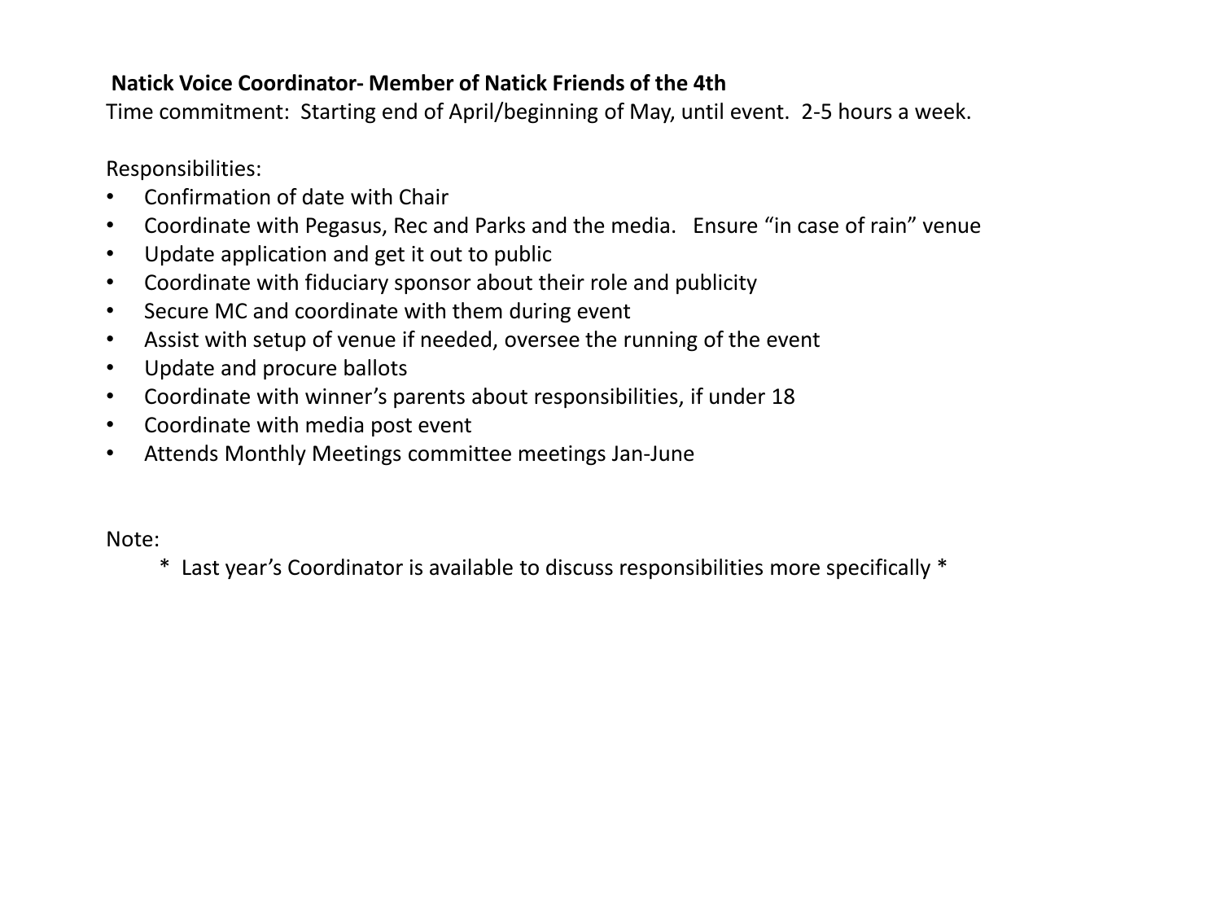**Natick Voice Coordinator- Member of Natick Friends of the 4th**

Time commitment: Starting end of April/beginning of May, until event. 2-5 hours a week.

Responsibilities:

- Confirmation of date with Chair
- Coordinate with Pegasus, Rec and Parks and the media. Ensure "in case of rain" venue
- Update application and get it out to public
- Coordinate with fiduciary sponsor about their role and publicity
- Secure MC and coordinate with them during event
- Assist with setup of venue if needed, oversee the running of the event
- Update and procure ballots
- Coordinate with winner's parents about responsibilities, if under 18
- Coordinate with media post event
- Attends Monthly Meetings committee meetings Jan-June

Note:

\* Last year's Coordinator is available to discuss responsibilities more specifically \*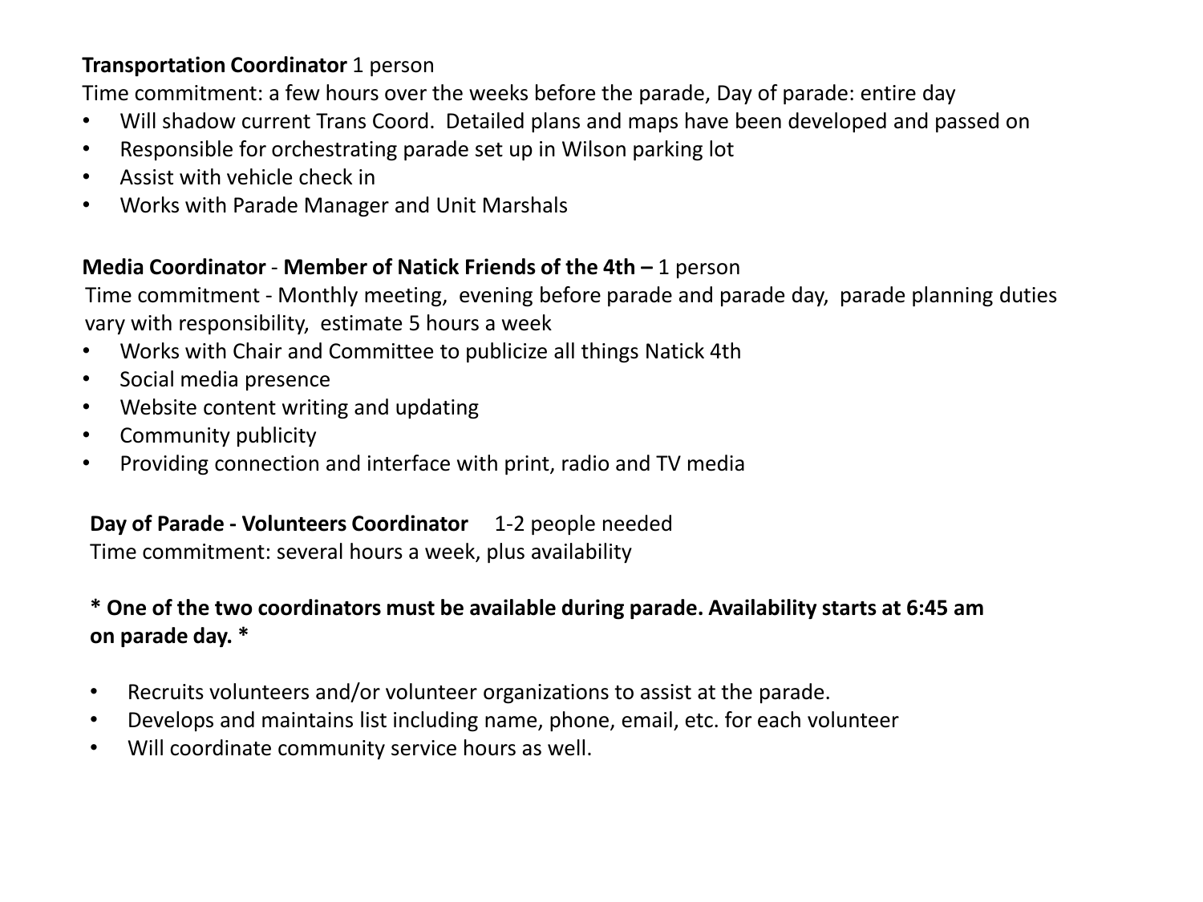**Transportation Coordinator** 1 person

Time commitment: a few hours over the weeks before the parade, Day of parade: entire day

- Will shadow current Trans Coord. Detailed plans and maps have been developed and passed on
- Responsible for orchestrating parade set up in Wilson parking lot
- Assist with vehicle check in
- Works with Parade Manager and Unit Marshals

**Media Coordinator** - **Member of Natick Friends of the 4th –** 1 person

Time commitment - Monthly meeting, evening before parade and parade day, parade planning duties vary with responsibility, estimate 5 hours a week

- Works with Chair and Committee to publicize all things Natick 4th
- Social media presence
- Website content writing and updating
- Community publicity
- Providing connection and interface with print, radio and TV media

**Day of Parade - Volunteers Coordinator** 1-2 people needed

Time commitment: several hours a week, plus availability

**\* One of the two coordinators must be available during parade. Availability starts at 6:45 am on parade day. \***

- Recruits volunteers and/or volunteer organizations to assist at the parade.
- Develops and maintains list including name, phone, email, etc. for each volunteer
- Will coordinate community service hours as well.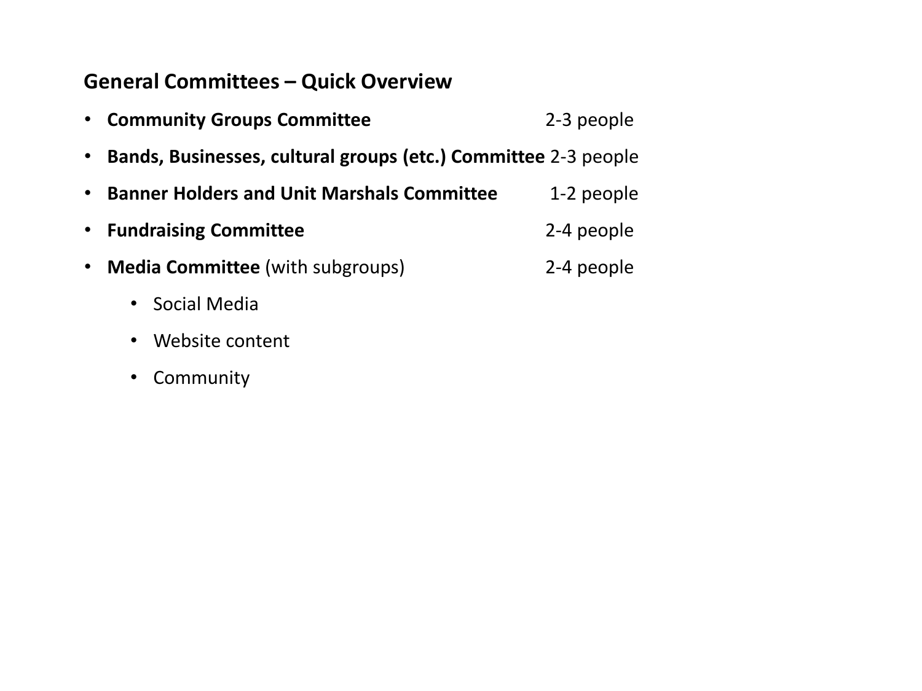## General Committees – Quick Overview

- **Community Groups Committee** 2-3 people
- **Bands, Businesses, cultural groups (etc.) Committee** 2-3 people
- **Banner Holders and Unit Marshals Committee** 1-2 people
- **Fundraising Committee** 2-4 people
- **Media Committee** (with subgroups) 2-4 people
  - Social Media
  - Website content
  - Community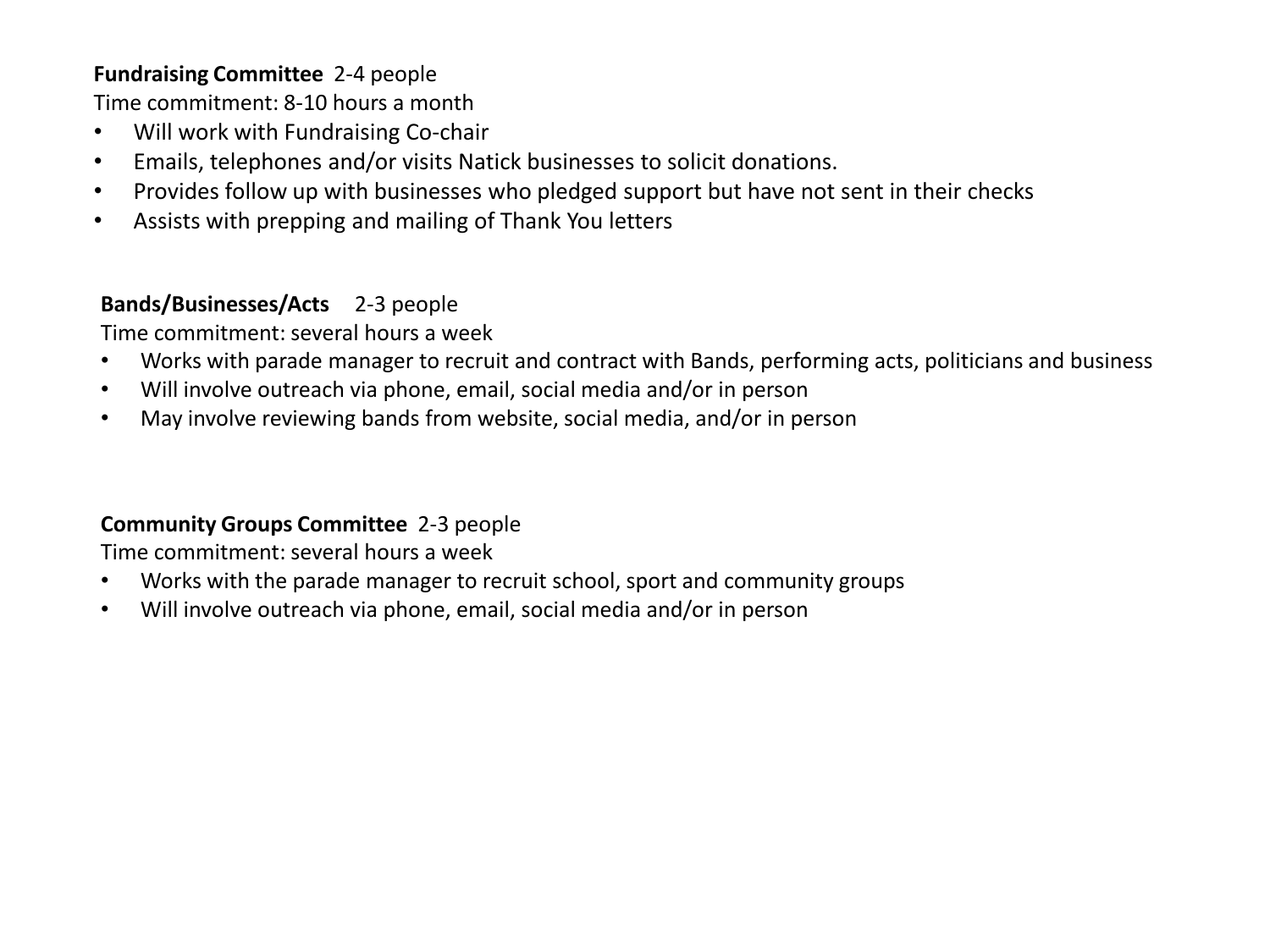**Fundraising Committee** 2-4 people
Time commitment: 8-10 hours a month

- Will work with Fundraising Co-chair
- Emails, telephones and/or visits Natick businesses to solicit donations.
- Provides follow up with businesses who pledged support but have not sent in their checks
- Assists with prepping and mailing of Thank You letters

**Bands/Businesses/Acts** 2-3 people
Time commitment: several hours a week

- Works with parade manager to recruit and contract with Bands, performing acts, politicians and business
- Will involve outreach via phone, email, social media and/or in person
- May involve reviewing bands from website, social media, and/or in person

**Community Groups Committee** 2-3 people
Time commitment: several hours a week

- Works with the parade manager to recruit school, sport and community groups
- Will involve outreach via phone, email, social media and/or in person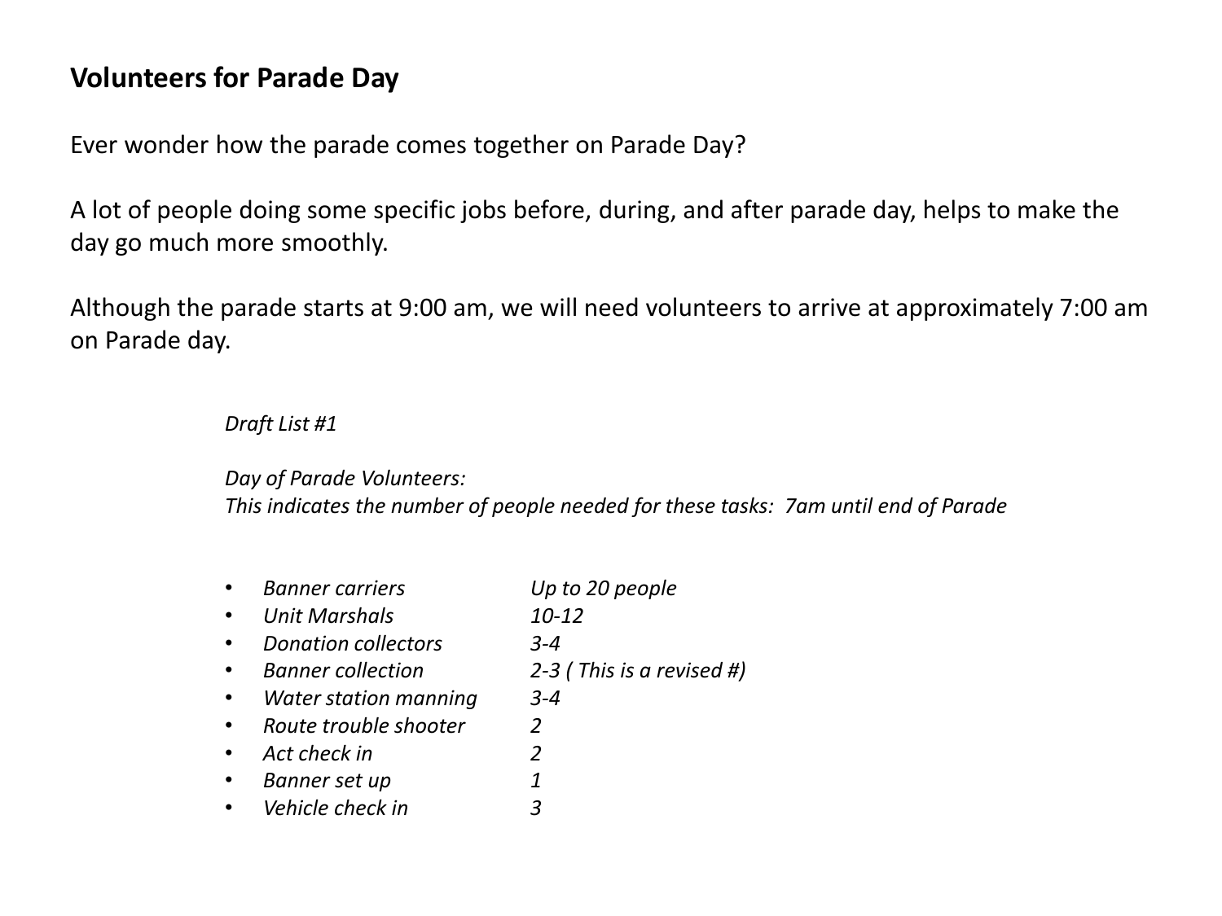**Volunteers for Parade Day**

Ever wonder how the parade comes together on Parade Day?

A lot of people doing some specific jobs before, during, and after parade day, helps to make the day go much more smoothly.

Although the parade starts at 9:00 am, we will need volunteers to arrive at approximately 7:00 am on Parade day.

*Draft List #1*

*Day of Parade Volunteers:*
*This indicates the number of people needed for these tasks: 7am until end of Parade*

- *Banner carriers* — *Up to 20 people*
- *Unit Marshals* — *10-12*
- *Donation collectors* — *3-4*
- *Banner collection* — *2-3 ( This is a revised #)*
- *Water station manning* — *3-4*
- *Route trouble shooter* — *2*
- *Act check in* — *2*
- *Banner set up* — *1*
- *Vehicle check in* — *3*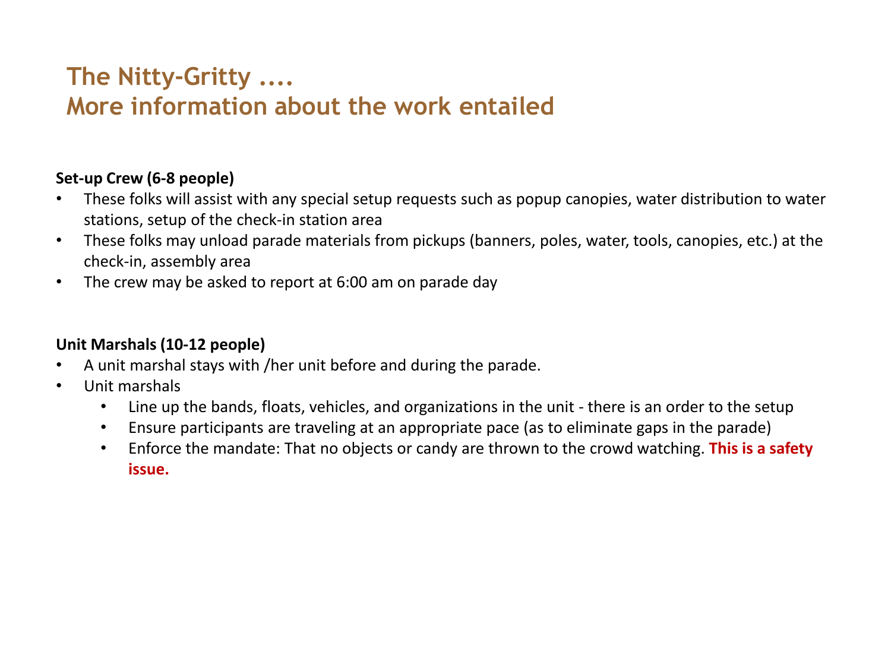# The Nitty-Gritty ....
# More information about the work entailed

**Set-up Crew (6-8 people)**

- These folks will assist with any special setup requests such as popup canopies, water distribution to water stations, setup of the check-in station area
- These folks may unload parade materials from pickups (banners, poles, water, tools, canopies, etc.) at the check-in, assembly area
- The crew may be asked to report at 6:00 am on parade day

**Unit Marshals (10-12 people)**

- A unit marshal stays with /her unit before and during the parade.
- Unit marshals
  - Line up the bands, floats, vehicles, and organizations in the unit - there is an order to the setup
  - Ensure participants are traveling at an appropriate pace (as to eliminate gaps in the parade)
  - Enforce the mandate: That no objects or candy are thrown to the crowd watching. **This is a safety issue.**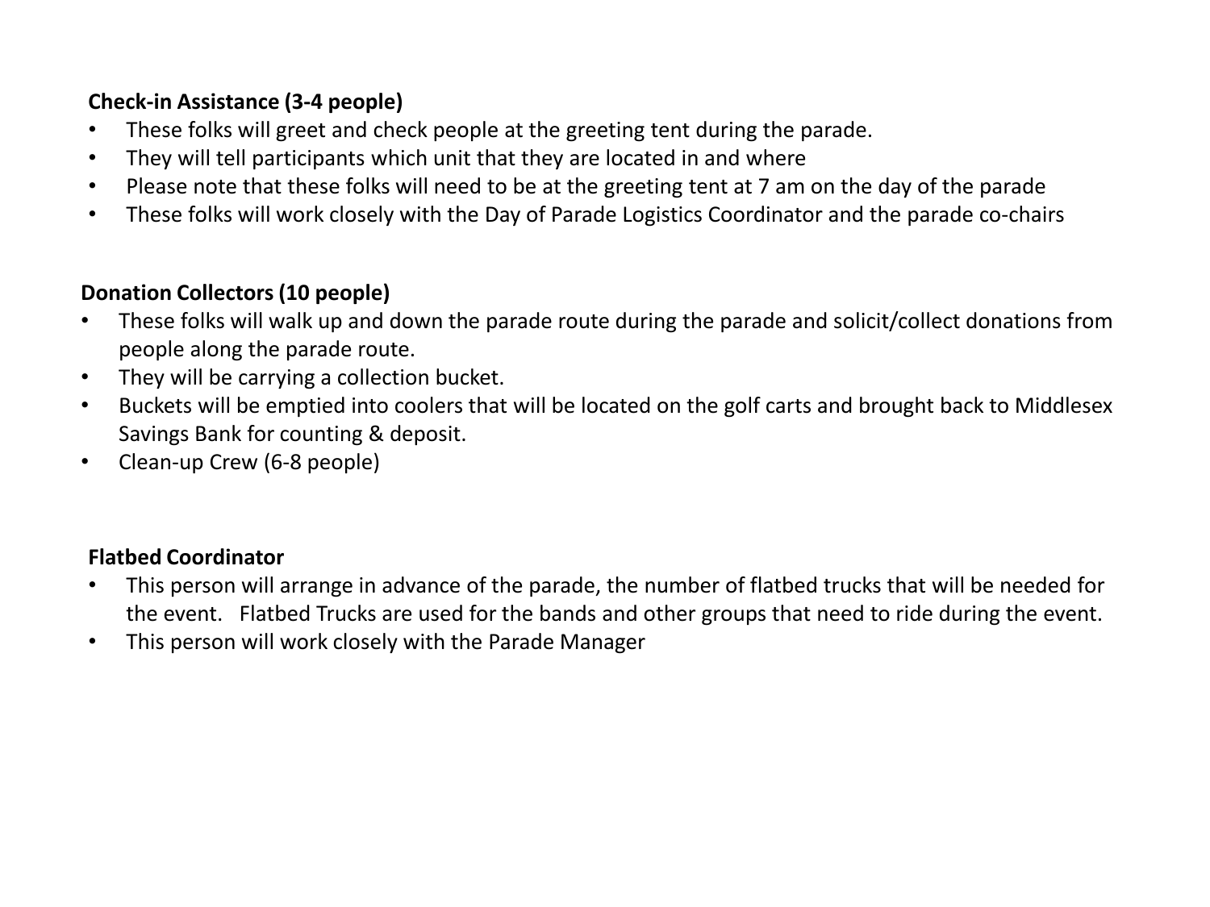**Check-in Assistance (3-4 people)**

- These folks will greet and check people at the greeting tent during the parade.
- They will tell participants which unit that they are located in and where
- Please note that these folks will need to be at the greeting tent at 7 am on the day of the parade
- These folks will work closely with the Day of Parade Logistics Coordinator and the parade co-chairs

**Donation Collectors (10 people)**

- These folks will walk up and down the parade route during the parade and solicit/collect donations from people along the parade route.
- They will be carrying a collection bucket.
- Buckets will be emptied into coolers that will be located on the golf carts and brought back to Middlesex Savings Bank for counting & deposit.
- Clean-up Crew (6-8 people)

**Flatbed Coordinator**

- This person will arrange in advance of the parade, the number of flatbed trucks that will be needed for the event. Flatbed Trucks are used for the bands and other groups that need to ride during the event.
- This person will work closely with the Parade Manager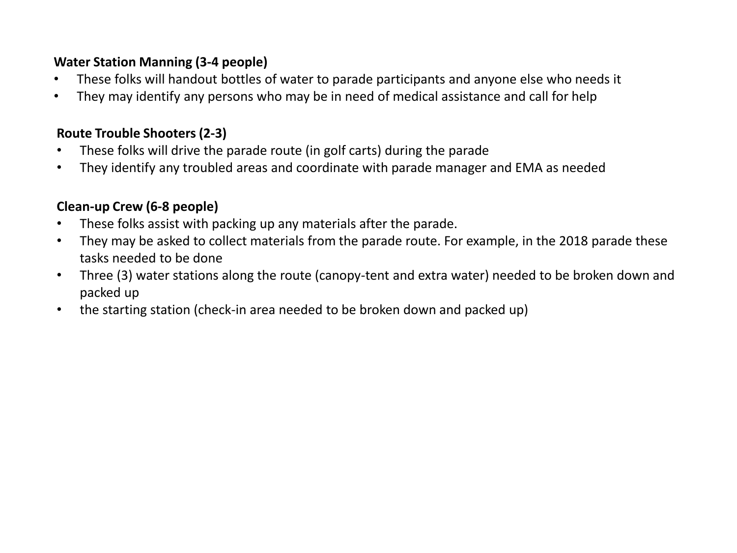**Water Station Manning (3-4 people)**

- These folks will handout bottles of water to parade participants and anyone else who needs it
- They may identify any persons who may be in need of medical assistance and call for help

**Route Trouble Shooters (2-3)**

- These folks will drive the parade route (in golf carts) during the parade
- They identify any troubled areas and coordinate with parade manager and EMA as needed

**Clean-up Crew (6-8 people)**

- These folks assist with packing up any materials after the parade.
- They may be asked to collect materials from the parade route. For example, in the 2018 parade these tasks needed to be done
- Three (3) water stations along the route (canopy-tent and extra water) needed to be broken down and packed up
- the starting station (check-in area needed to be broken down and packed up)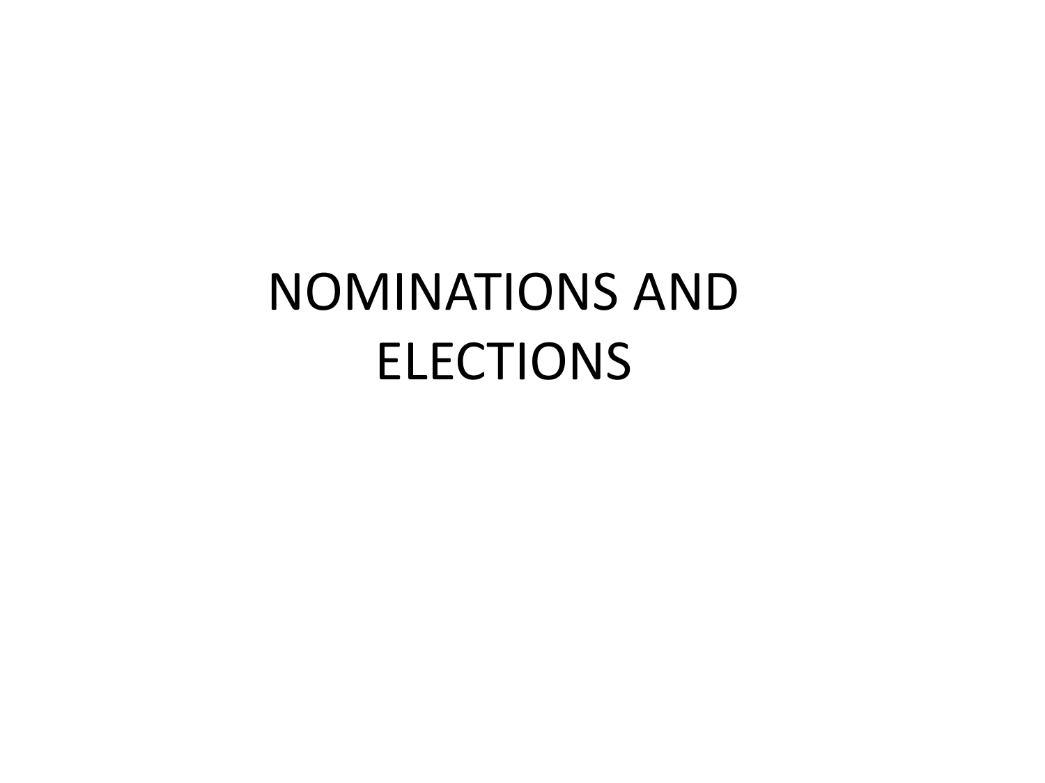# NOMINATIONS AND ELECTIONS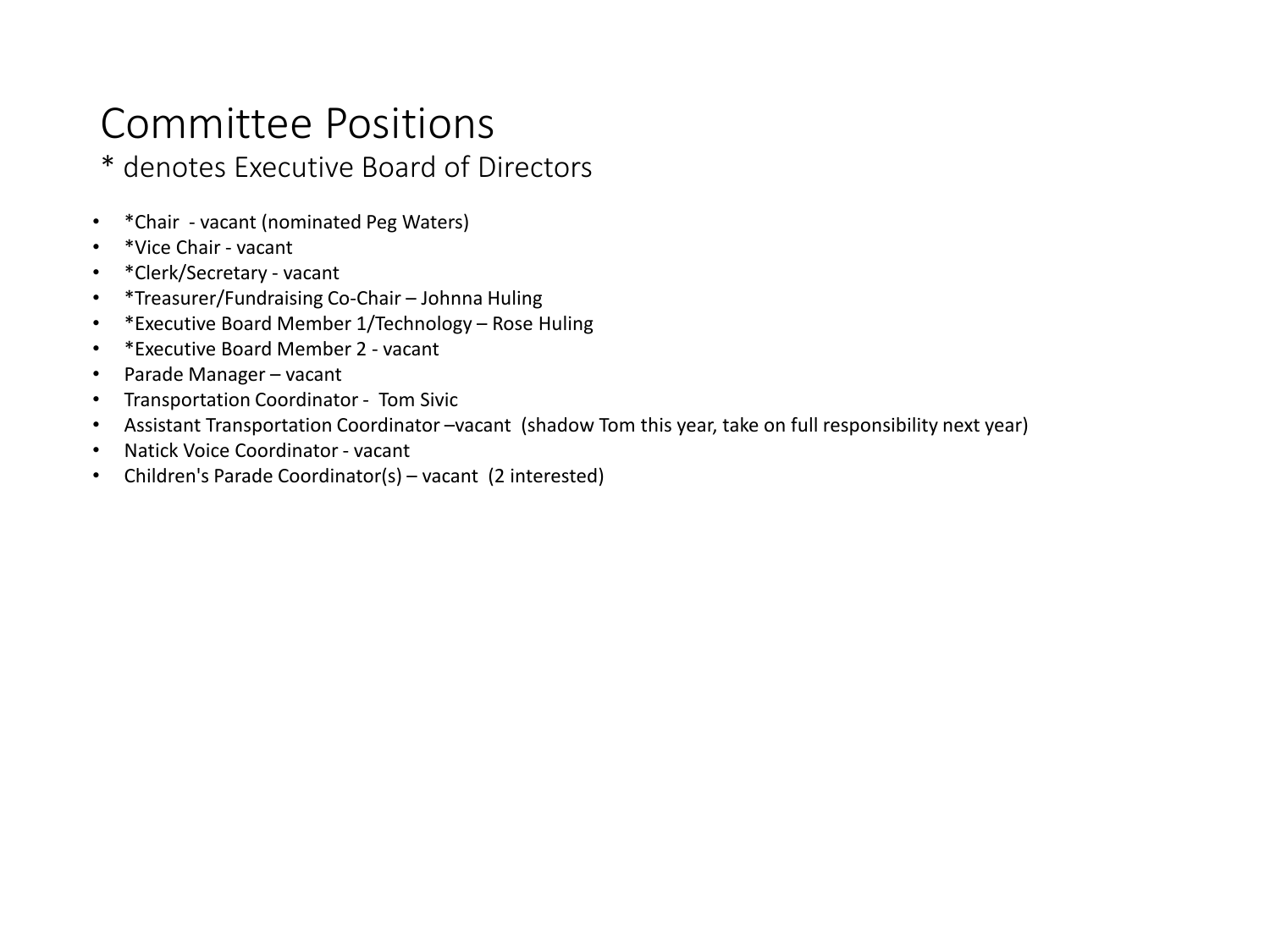# Committee Positions

\* denotes Executive Board of Directors

- *Chair - vacant (nominated Peg Waters)
- *Vice Chair - vacant
- *Clerk/Secretary - vacant
- *Treasurer/Fundraising Co-Chair – Johnna Huling
- *Executive Board Member 1/Technology – Rose Huling
- *Executive Board Member 2 - vacant
- Parade Manager – vacant
- Transportation Coordinator - Tom Sivic
- Assistant Transportation Coordinator –vacant (shadow Tom this year, take on full responsibility next year)
- Natick Voice Coordinator - vacant
- Children's Parade Coordinator(s) – vacant (2 interested)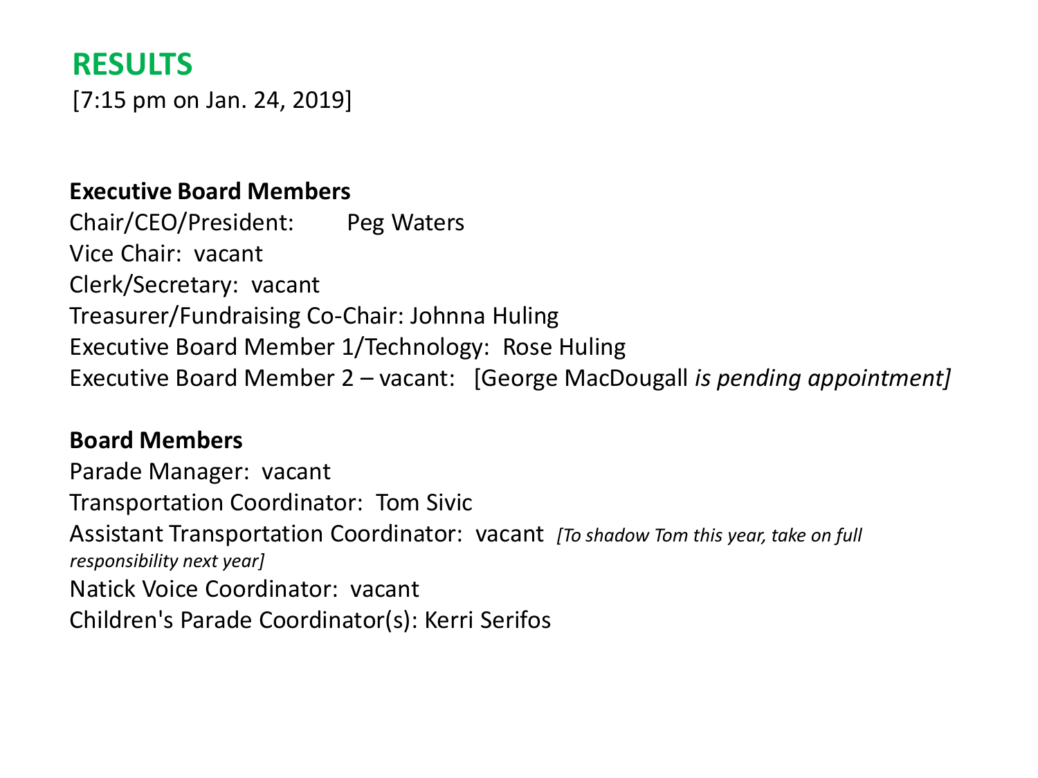## RESULTS

[7:15 pm on Jan. 24, 2019]

**Executive Board Members**

Chair/CEO/President: Peg Waters
Vice Chair: vacant
Clerk/Secretary: vacant
Treasurer/Fundraising Co-Chair: Johnna Huling
Executive Board Member 1/Technology: Rose Huling
Executive Board Member 2 – vacant: [George MacDougall *is pending appointment]*

**Board Members**

Parade Manager: vacant
Transportation Coordinator: Tom Sivic
Assistant Transportation Coordinator: vacant *[To shadow Tom this year, take on full responsibility next year]*
Natick Voice Coordinator: vacant
Children's Parade Coordinator(s): Kerri Serifos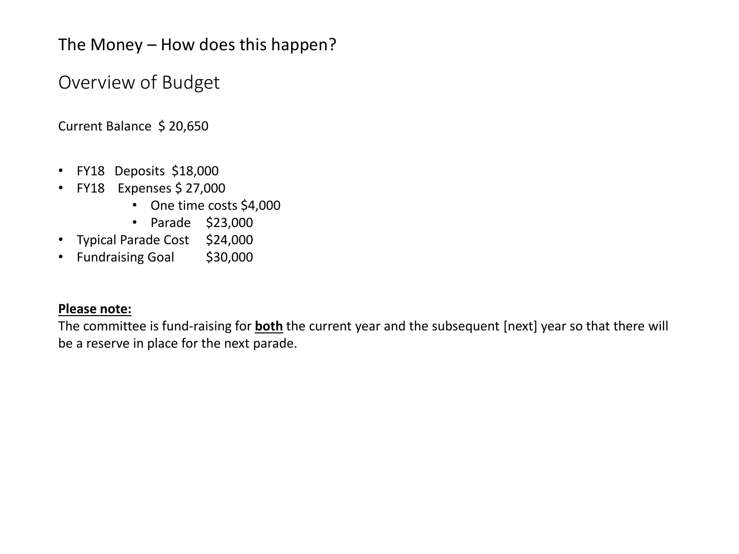# The Money – How does this happen?

## Overview of Budget

Current Balance $ 20,650

- FY18 Deposits $18,000
- FY18 Expenses $ 27,000
    - One time costs $4,000
    - Parade $23,000
- Typical Parade Cost $24,000
- Fundraising Goal $30,000

**Please note:**

The committee is fund-raising for **both** the current year and the subsequent [next] year so that there will be a reserve in place for the next parade.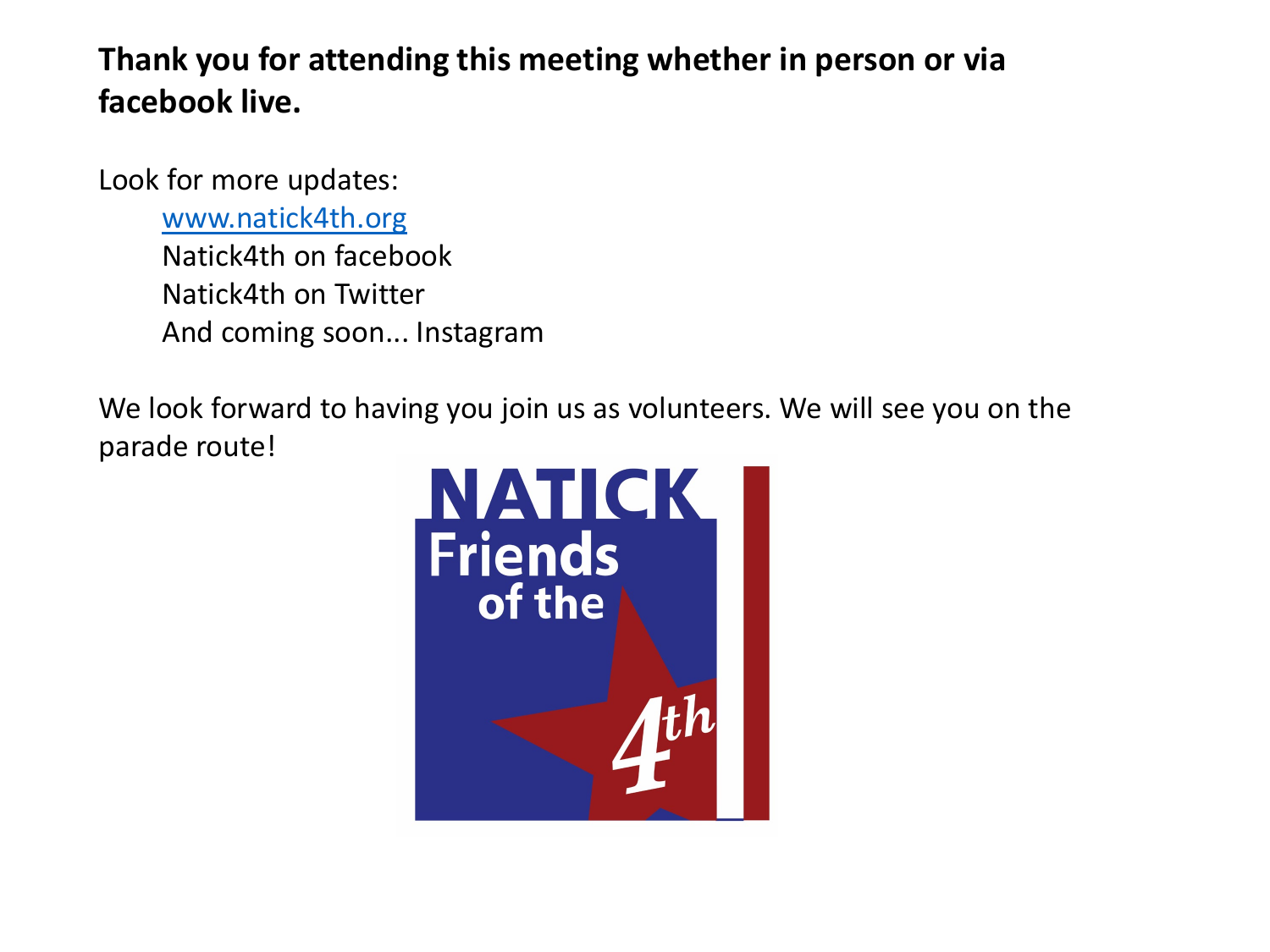**Thank you for attending this meeting whether in person or via facebook live.**

Look for more updates:

- www.natick4th.org
- Natick4th on facebook
- Natick4th on Twitter
- And coming soon... Instagram

We look forward to having you join us as volunteers. We will see you on the parade route!

NATICK Friends of the 4th